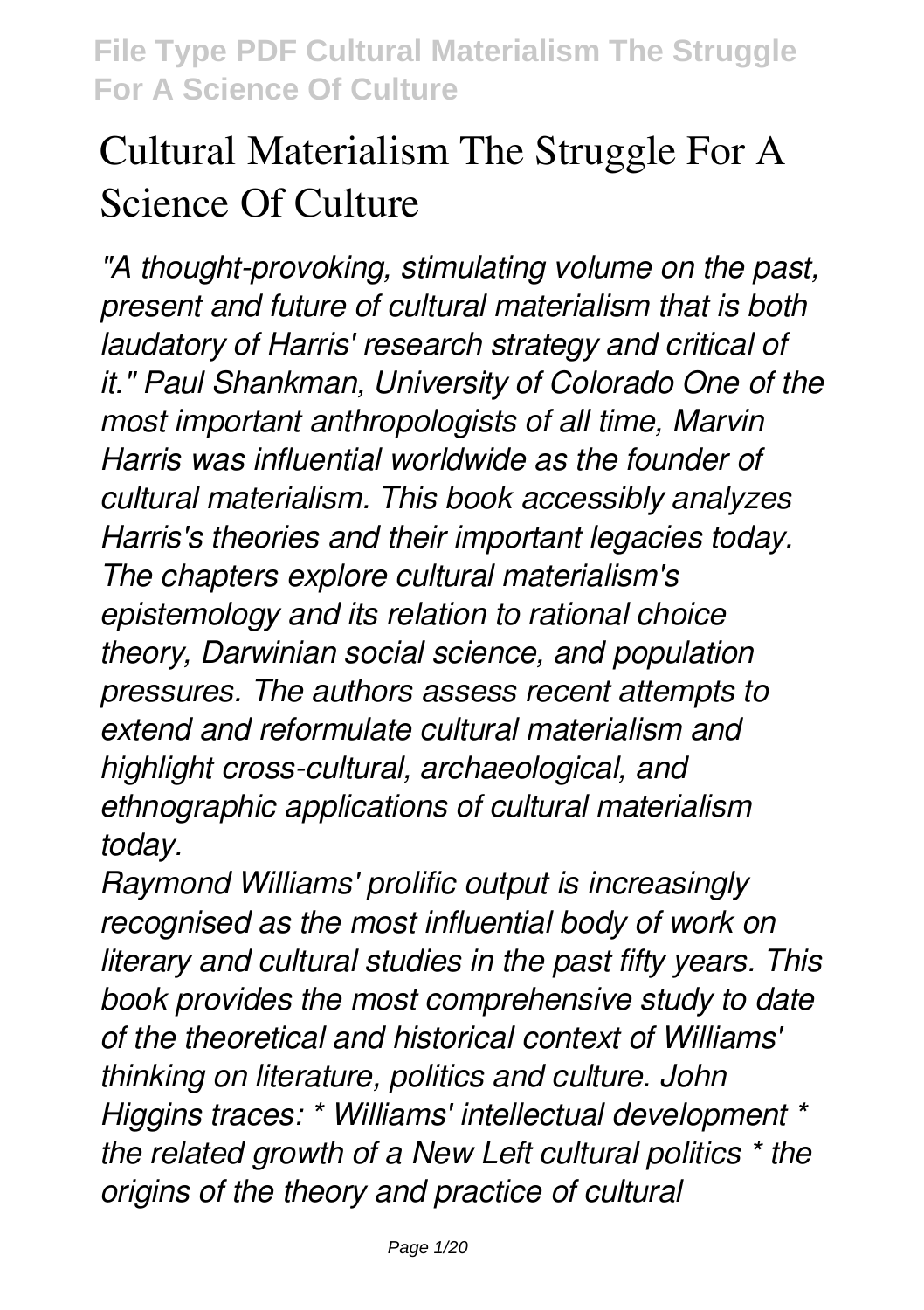# Cultural Materialism The Struggle For A Science Of Culture

*"A thought-provoking, stimulating volume on the past, present and future of cultural materialism that is both laudatory of Harris' research strategy and critical of it." Paul Shankman, University of Colorado One of the most important anthropologists of all time, Marvin Harris was influential worldwide as the founder of cultural materialism. This book accessibly analyzes Harris's theories and their important legacies today. The chapters explore cultural materialism's epistemology and its relation to rational choice theory, Darwinian social science, and population pressures. The authors assess recent attempts to extend and reformulate cultural materialism and highlight cross-cultural, archaeological, and ethnographic applications of cultural materialism today.*

*Raymond Williams' prolific output is increasingly recognised as the most influential body of work on literary and cultural studies in the past fifty years. This book provides the most comprehensive study to date of the theoretical and historical context of Williams' thinking on literature, politics and culture. John Higgins traces: * Williams' intellectual development * the related growth of a New Left cultural politics * the origins of the theory and practice of cultural*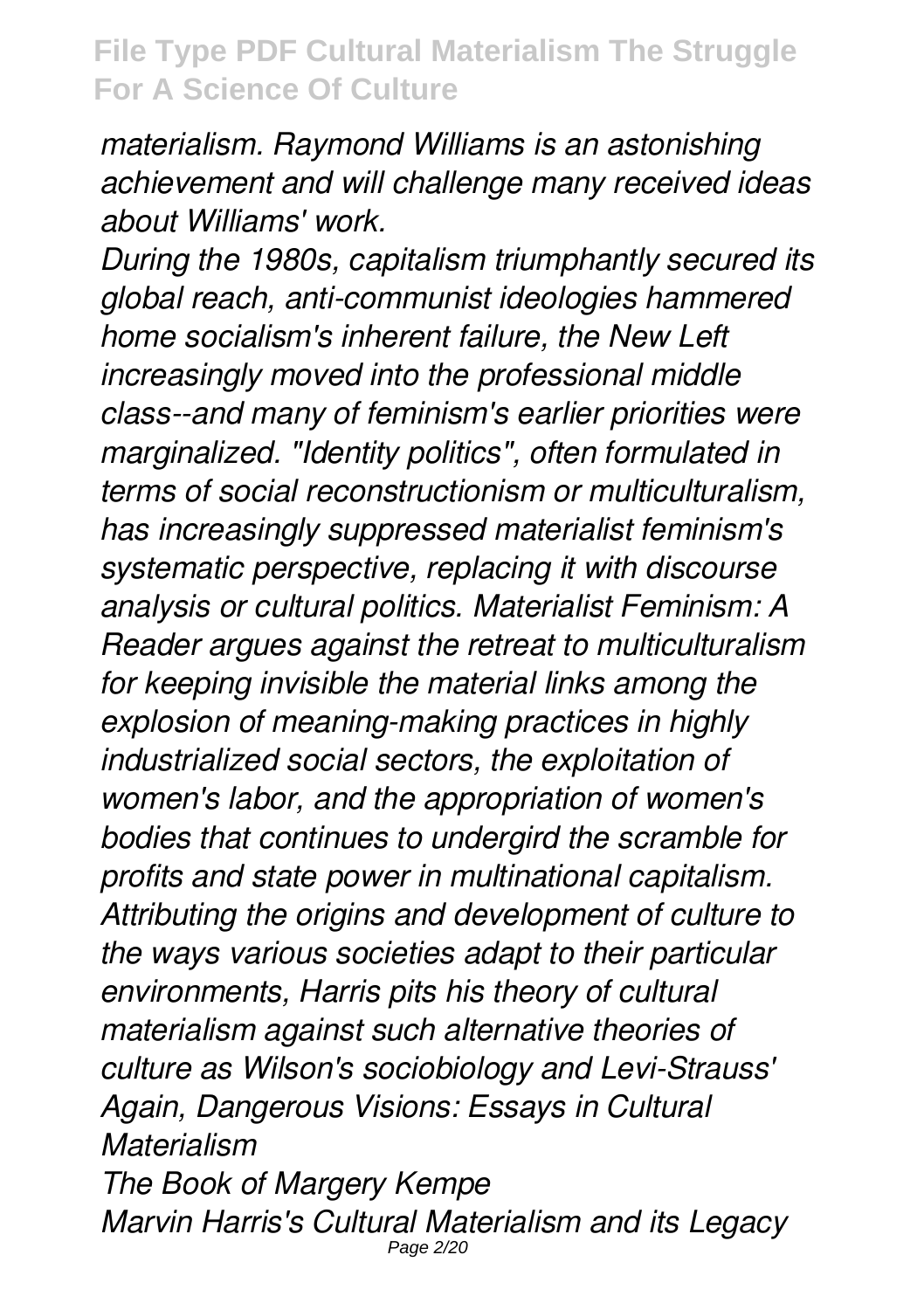*materialism. Raymond Williams is an astonishing achievement and will challenge many received ideas about Williams' work.*

*During the 1980s, capitalism triumphantly secured its global reach, anti-communist ideologies hammered home socialism's inherent failure, the New Left increasingly moved into the professional middle class--and many of feminism's earlier priorities were marginalized. "Identity politics", often formulated in terms of social reconstructionism or multiculturalism, has increasingly suppressed materialist feminism's systematic perspective, replacing it with discourse analysis or cultural politics. Materialist Feminism: A Reader argues against the retreat to multiculturalism for keeping invisible the material links among the explosion of meaning-making practices in highly industrialized social sectors, the exploitation of women's labor, and the appropriation of women's bodies that continues to undergird the scramble for profits and state power in multinational capitalism.*

*Attributing the origins and development of culture to the ways various societies adapt to their particular environments, Harris pits his theory of cultural materialism against such alternative theories of culture as Wilson's sociobiology and Levi-Strauss'*

*Again, Dangerous Visions: Essays in Cultural Materialism*

*The Book of Margery Kempe*

*Marvin Harris's Cultural Materialism and its Legacy*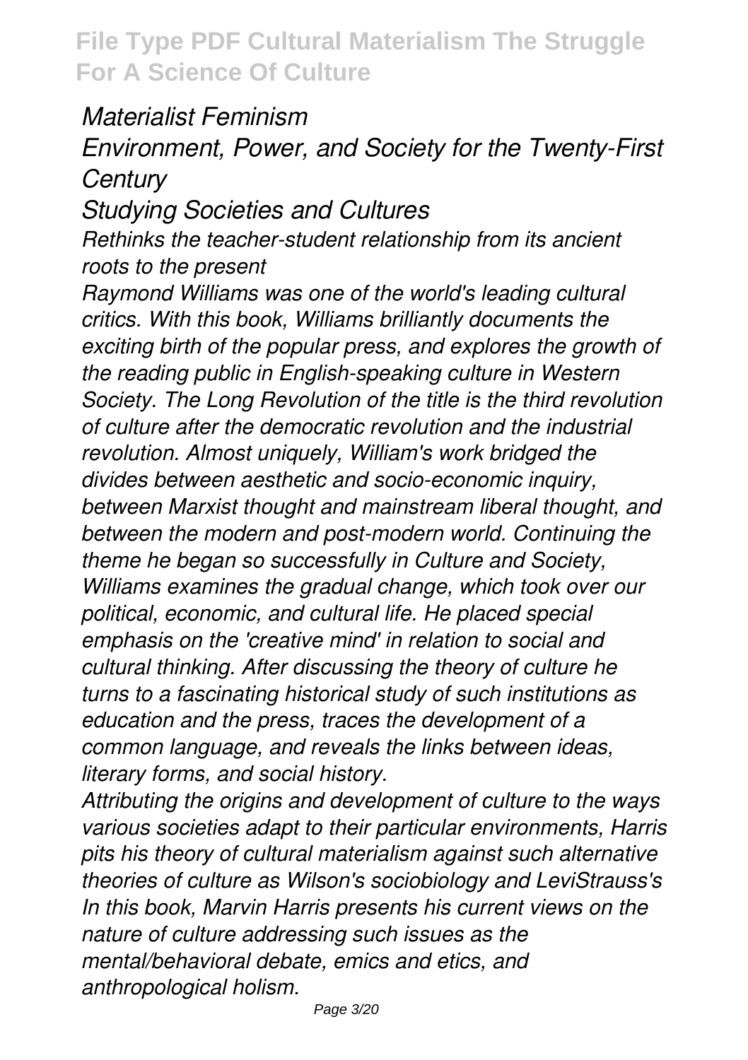*Materialist Feminism*

*Environment, Power, and Society for the Twenty-First Century*

*Studying Societies and Cultures*

*Rethinks the teacher-student relationship from its ancient roots to the present*

*Raymond Williams was one of the world's leading cultural critics. With this book, Williams brilliantly documents the exciting birth of the popular press, and explores the growth of the reading public in English-speaking culture in Western Society. The Long Revolution of the title is the third revolution of culture after the democratic revolution and the industrial revolution. Almost uniquely, William's work bridged the divides between aesthetic and socio-economic inquiry, between Marxist thought and mainstream liberal thought, and between the modern and post-modern world. Continuing the theme he began so successfully in Culture and Society, Williams examines the gradual change, which took over our political, economic, and cultural life. He placed special emphasis on the 'creative mind' in relation to social and cultural thinking. After discussing the theory of culture he turns to a fascinating historical study of such institutions as education and the press, traces the development of a common language, and reveals the links between ideas, literary forms, and social history.*

*Attributing the origins and development of culture to the ways various societies adapt to their particular environments, Harris pits his theory of cultural materialism against such alternative theories of culture as Wilson's sociobiology and LeviStrauss's In this book, Marvin Harris presents his current views on the nature of culture addressing such issues as the mental/behavioral debate, emics and etics, and anthropological holism.*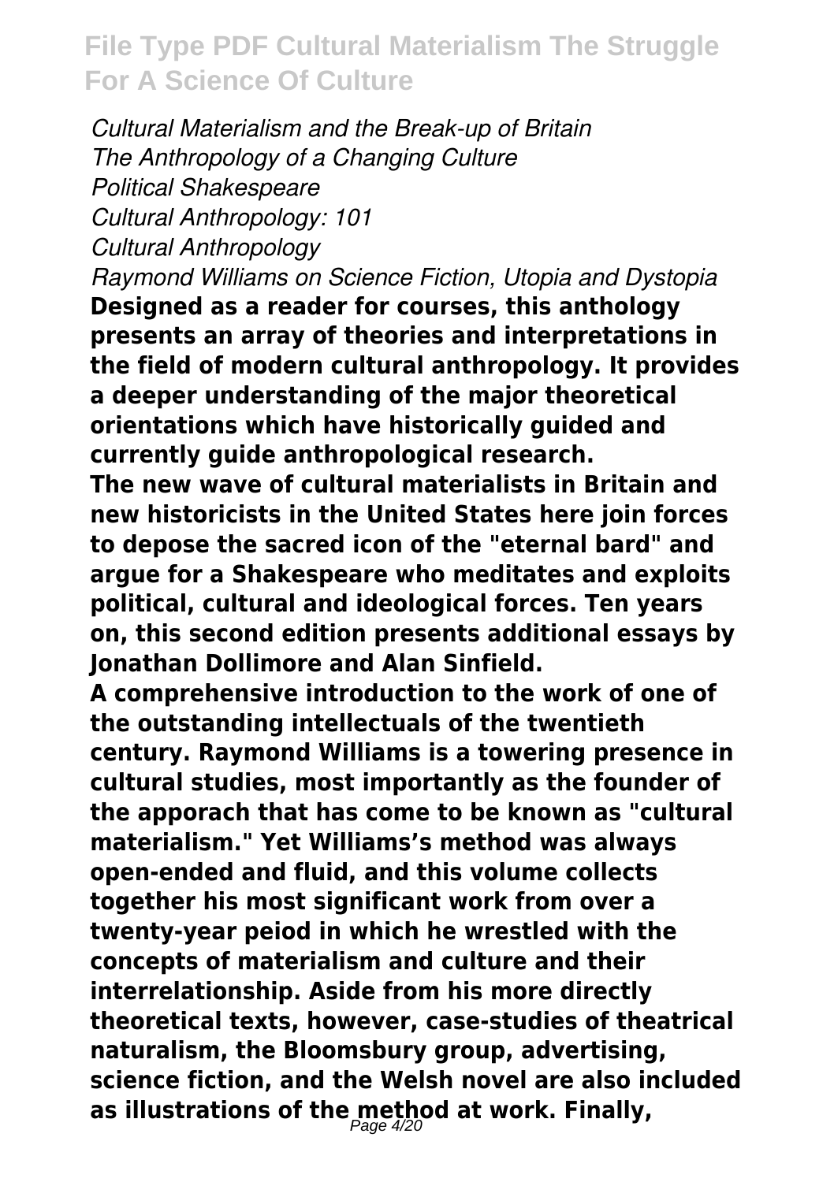*Cultural Materialism and the Break-up of Britain*
*The Anthropology of a Changing Culture*
*Political Shakespeare*
*Cultural Anthropology: 101*
*Cultural Anthropology*
*Raymond Williams on Science Fiction, Utopia and Dystopia*

**Designed as a reader for courses, this anthology presents an array of theories and interpretations in the field of modern cultural anthropology. It provides a deeper understanding of the major theoretical orientations which have historically guided and currently guide anthropological research.**

**The new wave of cultural materialists in Britain and new historicists in the United States here join forces to depose the sacred icon of the "eternal bard" and argue for a Shakespeare who meditates and exploits political, cultural and ideological forces. Ten years on, this second edition presents additional essays by Jonathan Dollimore and Alan Sinfield.**

**A comprehensive introduction to the work of one of the outstanding intellectuals of the twentieth century. Raymond Williams is a towering presence in cultural studies, most importantly as the founder of the apporach that has come to be known as "cultural materialism." Yet Williams's method was always open-ended and fluid, and this volume collects together his most significant work from over a twenty-year peiod in which he wrestled with the concepts of materialism and culture and their interrelationship. Aside from his more directly theoretical texts, however, case-studies of theatrical naturalism, the Bloomsbury group, advertising, science fiction, and the Welsh novel are also included as illustrations of the method at work. Finally,**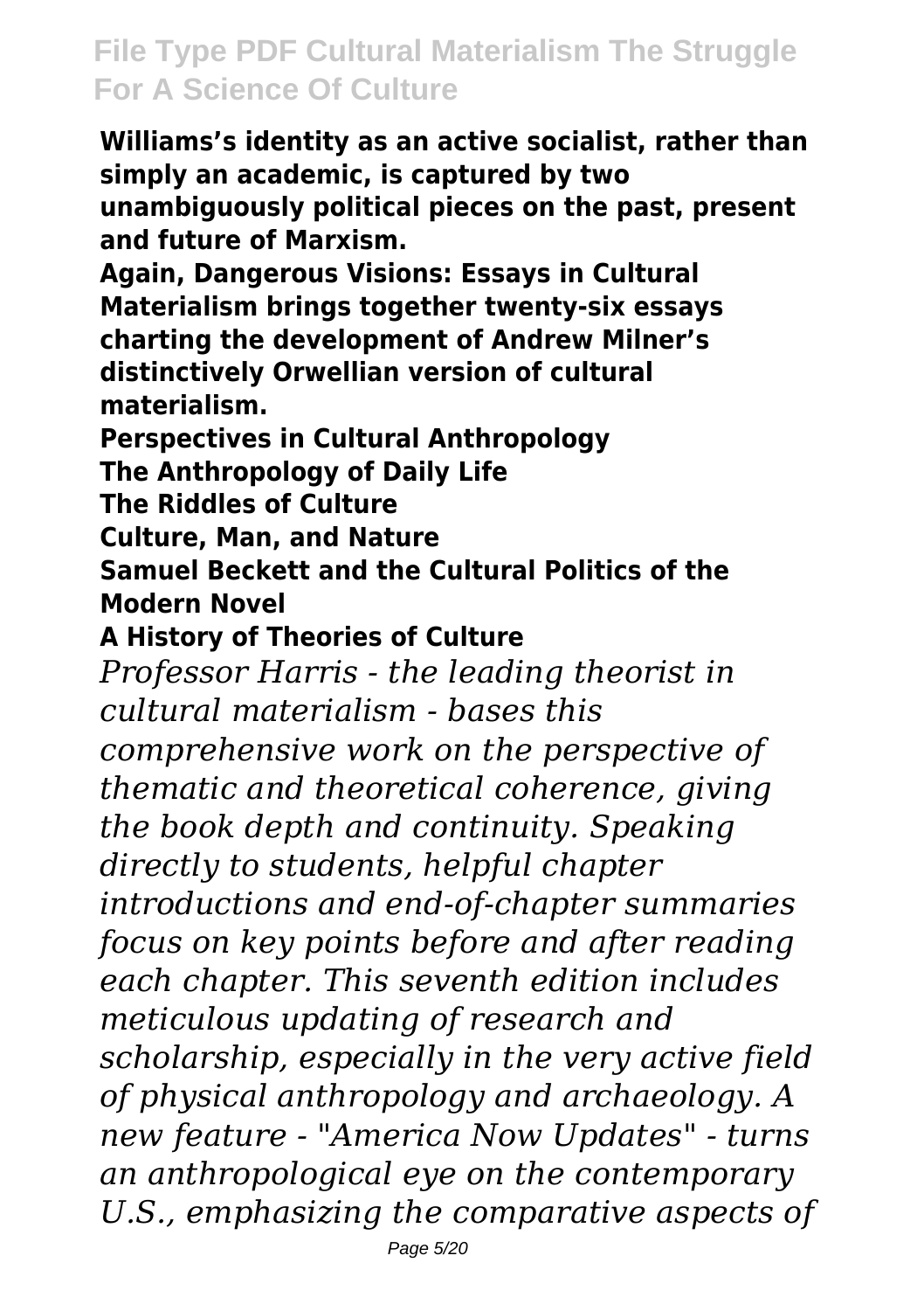**Williams's identity as an active socialist, rather than simply an academic, is captured by two unambiguously political pieces on the past, present and future of Marxism.**

**Again, Dangerous Visions: Essays in Cultural Materialism brings together twenty-six essays charting the development of Andrew Milner's distinctively Orwellian version of cultural materialism.**

**Perspectives in Cultural Anthropology**

**The Anthropology of Daily Life**

**The Riddles of Culture**

**Culture, Man, and Nature**

**Samuel Beckett and the Cultural Politics of the Modern Novel**

**A History of Theories of Culture**

*Professor Harris - the leading theorist in cultural materialism - bases this comprehensive work on the perspective of thematic and theoretical coherence, giving the book depth and continuity. Speaking directly to students, helpful chapter introductions and end-of-chapter summaries focus on key points before and after reading each chapter. This seventh edition includes meticulous updating of research and scholarship, especially in the very active field of physical anthropology and archaeology. A new feature - "America Now Updates" - turns an anthropological eye on the contemporary U.S., emphasizing the comparative aspects of*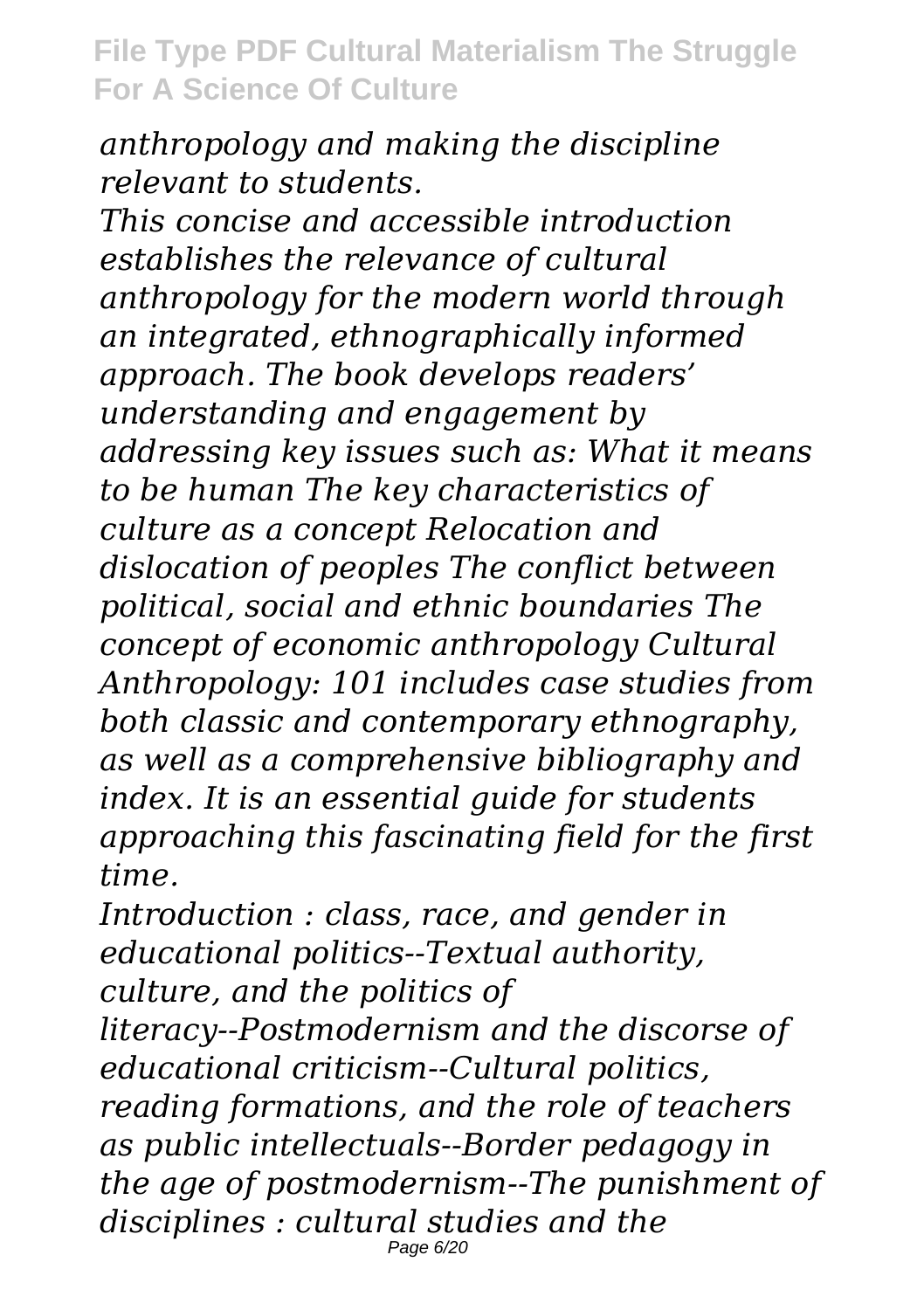*anthropology and making the discipline relevant to students.*

*This concise and accessible introduction establishes the relevance of cultural anthropology for the modern world through an integrated, ethnographically informed approach. The book develops readers' understanding and engagement by addressing key issues such as: What it means to be human The key characteristics of culture as a concept Relocation and dislocation of peoples The conflict between political, social and ethnic boundaries The concept of economic anthropology Cultural Anthropology: 101 includes case studies from both classic and contemporary ethnography, as well as a comprehensive bibliography and index. It is an essential guide for students approaching this fascinating field for the first time.*

*Introduction : class, race, and gender in educational politics--Textual authority, culture, and the politics of literacy--Postmodernism and the discourse of educational criticism--Cultural politics, reading formations, and the role of teachers as public intellectuals--Border pedagogy in the age of postmodernism--The punishment of disciplines : cultural studies and the*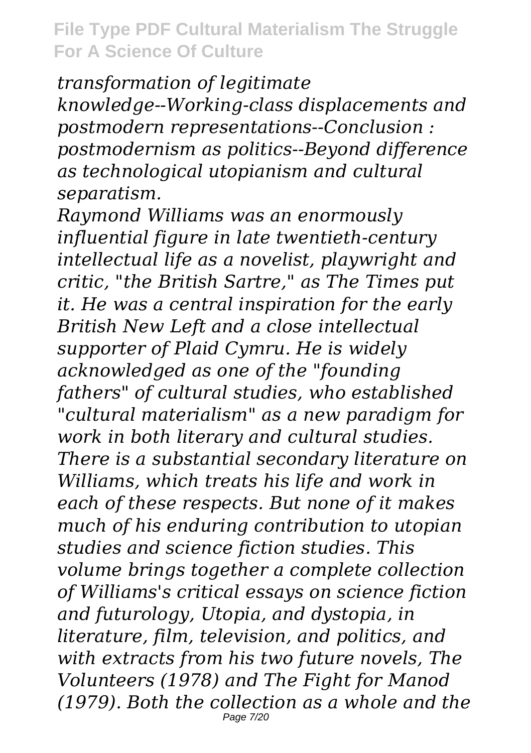*transformation of legitimate knowledge--Working-class displacements and postmodern representations--Conclusion : postmodernism as politics--Beyond difference as technological utopianism and cultural separatism.*

*Raymond Williams was an enormously influential figure in late twentieth-century intellectual life as a novelist, playwright and critic, "the British Sartre," as The Times put it. He was a central inspiration for the early British New Left and a close intellectual supporter of Plaid Cymru. He is widely acknowledged as one of the "founding fathers" of cultural studies, who established "cultural materialism" as a new paradigm for work in both literary and cultural studies. There is a substantial secondary literature on Williams, which treats his life and work in each of these respects. But none of it makes much of his enduring contribution to utopian studies and science fiction studies. This volume brings together a complete collection of Williams's critical essays on science fiction and futurology, Utopia, and dystopia, in literature, film, television, and politics, and with extracts from his two future novels, The Volunteers (1978) and The Fight for Manod (1979). Both the collection as a whole and the*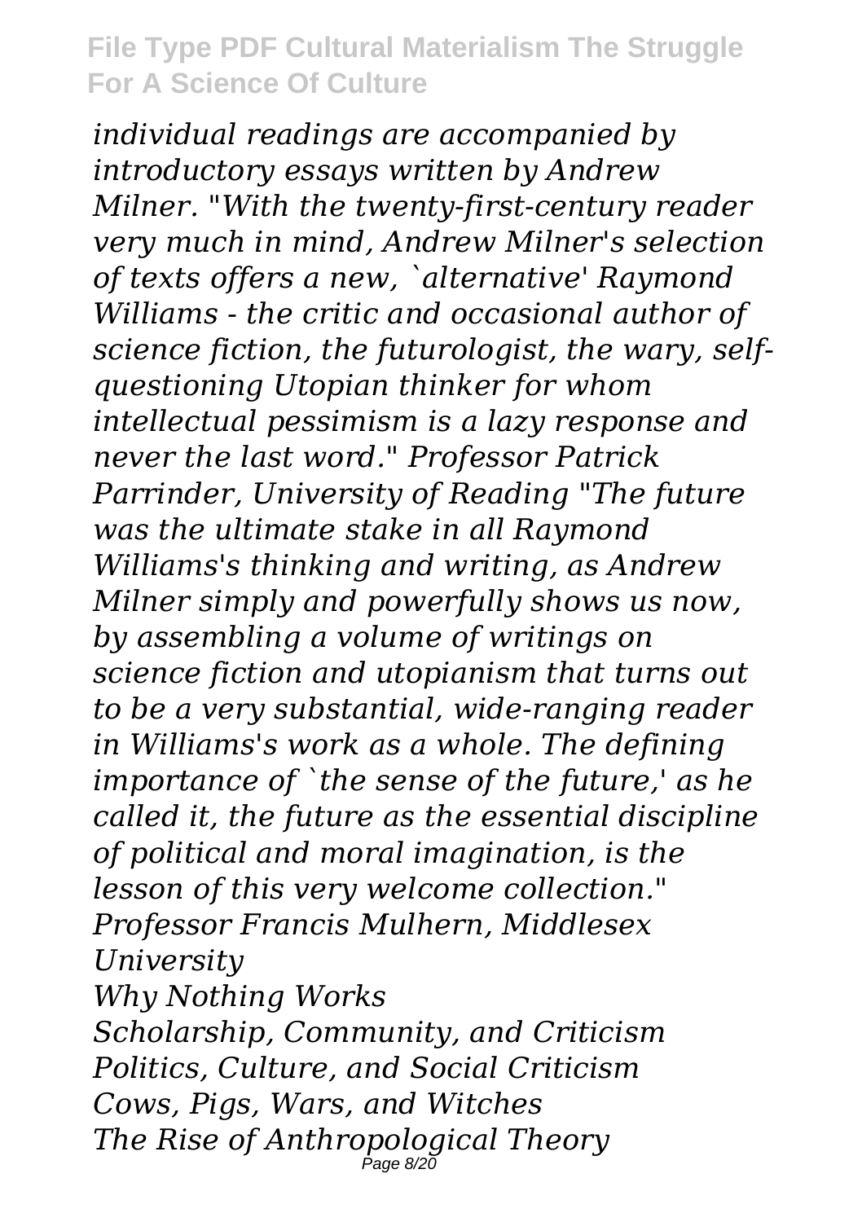*individual readings are accompanied by introductory essays written by Andrew Milner. "With the twenty-first-century reader very much in mind, Andrew Milner's selection of texts offers a new, `alternative' Raymond Williams - the critic and occasional author of science fiction, the futurologist, the wary, self-questioning Utopian thinker for whom intellectual pessimism is a lazy response and never the last word." Professor Patrick Parrinder, University of Reading "The future was the ultimate stake in all Raymond Williams's thinking and writing, as Andrew Milner simply and powerfully shows us now, by assembling a volume of writings on science fiction and utopianism that turns out to be a very substantial, wide-ranging reader in Williams's work as a whole. The defining importance of `the sense of the future,' as he called it, the future as the essential discipline of political and moral imagination, is the lesson of this very welcome collection." Professor Francis Mulhern, Middlesex University*

*Why Nothing Works*

*Scholarship, Community, and Criticism*

*Politics, Culture, and Social Criticism*

*Cows, Pigs, Wars, and Witches*

*The Rise of Anthropological Theory*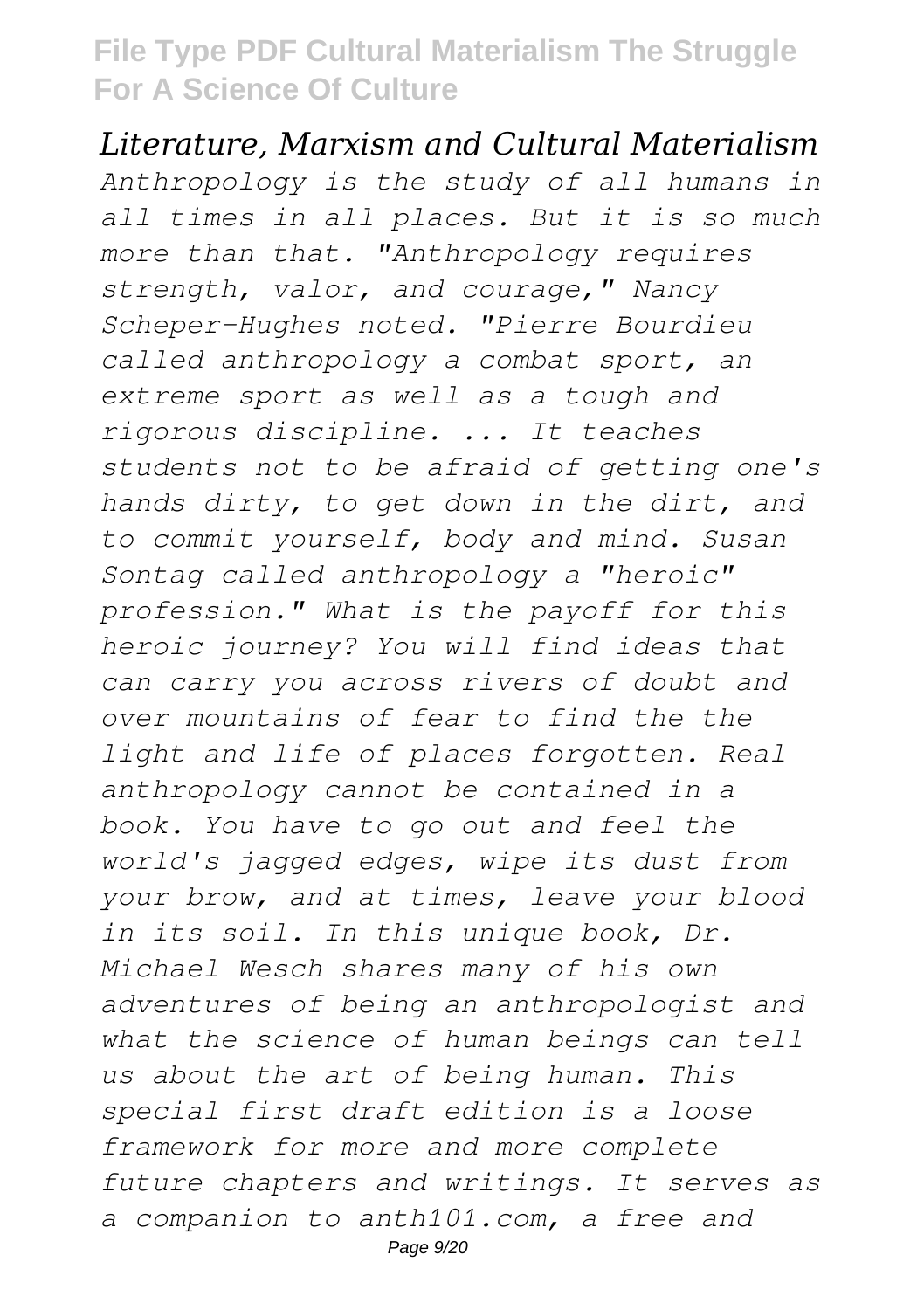*Literature, Marxism and Cultural Materialism*

*Anthropology is the study of all humans in all times in all places. But it is so much more than that. "Anthropology requires strength, valor, and courage," Nancy Scheper-Hughes noted. "Pierre Bourdieu called anthropology a combat sport, an extreme sport as well as a tough and rigorous discipline. ... It teaches students not to be afraid of getting one's hands dirty, to get down in the dirt, and to commit yourself, body and mind. Susan Sontag called anthropology a "heroic" profession." What is the payoff for this heroic journey? You will find ideas that can carry you across rivers of doubt and over mountains of fear to find the the light and life of places forgotten. Real anthropology cannot be contained in a book. You have to go out and feel the world's jagged edges, wipe its dust from your brow, and at times, leave your blood in its soil. In this unique book, Dr. Michael Wesch shares many of his own adventures of being an anthropologist and what the science of human beings can tell us about the art of being human. This special first draft edition is a loose framework for more and more complete future chapters and writings. It serves as a companion to anth101.com, a free and*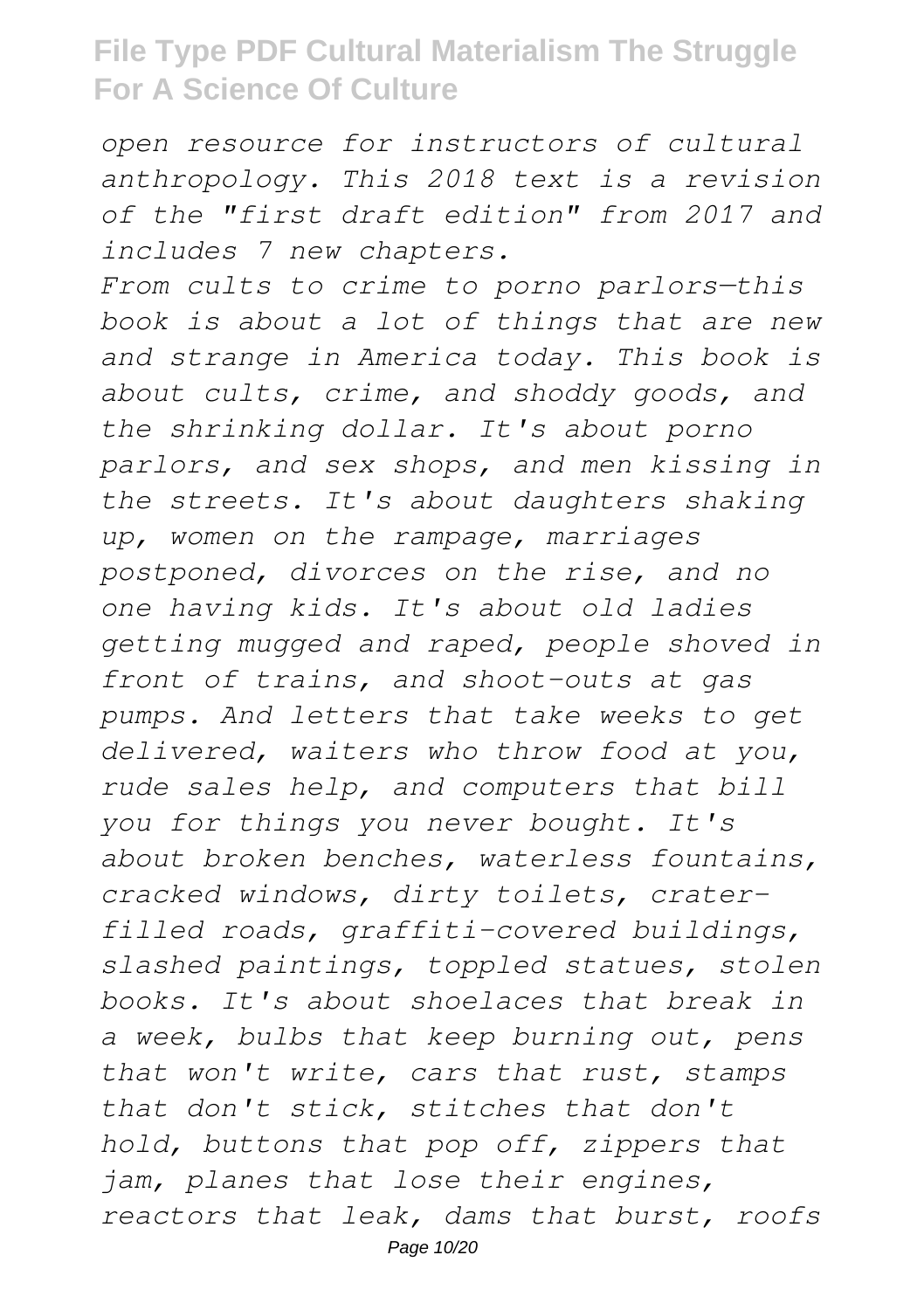*open resource for instructors of cultural anthropology. This 2018 text is a revision of the "first draft edition" from 2017 and includes 7 new chapters.*

*From cults to crime to porno parlors—this book is about a lot of things that are new and strange in America today. This book is about cults, crime, and shoddy goods, and the shrinking dollar. It's about porno parlors, and sex shops, and men kissing in the streets. It's about daughters shaking up, women on the rampage, marriages postponed, divorces on the rise, and no one having kids. It's about old ladies getting mugged and raped, people shoved in front of trains, and shoot-outs at gas pumps. And letters that take weeks to get delivered, waiters who throw food at you, rude sales help, and computers that bill you for things you never bought. It's about broken benches, waterless fountains, cracked windows, dirty toilets, crater-filled roads, graffiti-covered buildings, slashed paintings, toppled statues, stolen books. It's about shoelaces that break in a week, bulbs that keep burning out, pens that won't write, cars that rust, stamps that don't stick, stitches that don't hold, buttons that pop off, zippers that jam, planes that lose their engines, reactors that leak, dams that burst, roofs*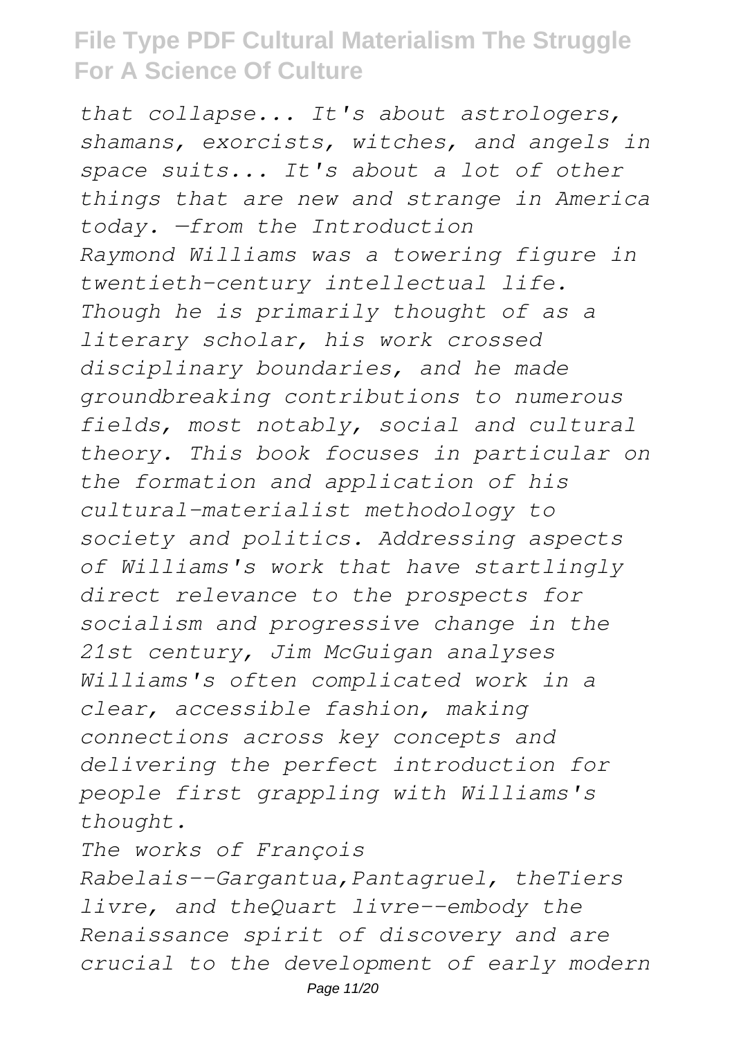*that collapse... It's about astrologers, shamans, exorcists, witches, and angels in space suits... It's about a lot of other things that are new and strange in America today. —from the Introduction*

*Raymond Williams was a towering figure in twentieth-century intellectual life. Though he is primarily thought of as a literary scholar, his work crossed disciplinary boundaries, and he made groundbreaking contributions to numerous fields, most notably, social and cultural theory. This book focuses in particular on the formation and application of his cultural-materialist methodology to society and politics. Addressing aspects of Williams's work that have startlingly direct relevance to the prospects for socialism and progressive change in the 21st century, Jim McGuigan analyses Williams's often complicated work in a clear, accessible fashion, making connections across key concepts and delivering the perfect introduction for people first grappling with Williams's thought.*

*The works of François Rabelais--Gargantua,Pantagruel, theTiers livre, and theQuart livre--embody the Renaissance spirit of discovery and are crucial to the development of early modern*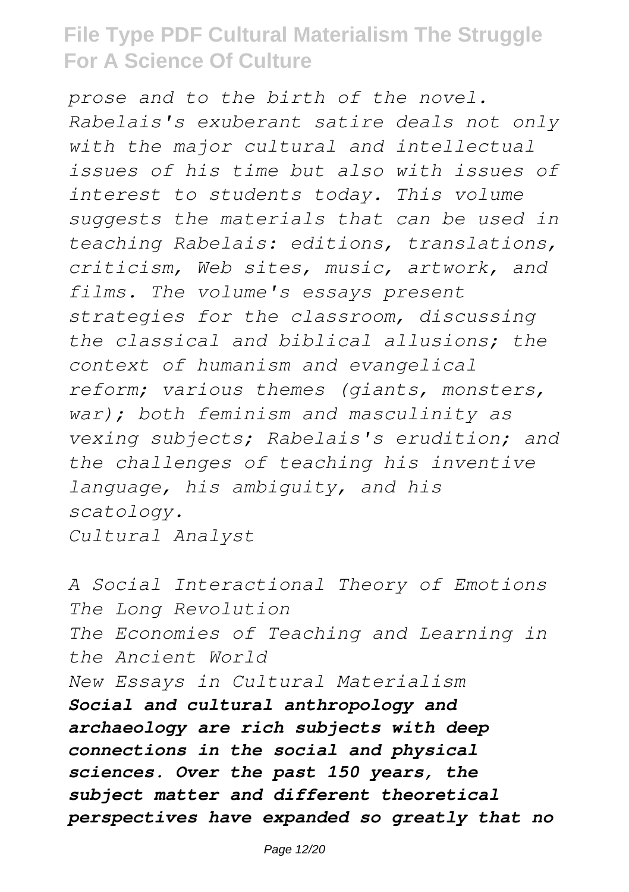*prose and to the birth of the novel. Rabelais's exuberant satire deals not only with the major cultural and intellectual issues of his time but also with issues of interest to students today. This volume suggests the materials that can be used in teaching Rabelais: editions, translations, criticism, Web sites, music, artwork, and films. The volume's essays present strategies for the classroom, discussing the classical and biblical allusions; the context of humanism and evangelical reform; various themes (giants, monsters, war); both feminism and masculinity as vexing subjects; Rabelais's erudition; and the challenges of teaching his inventive language, his ambiguity, and his scatology.*

*Cultural Analyst*

*A Social Interactional Theory of Emotions*
*The Long Revolution*
*The Economies of Teaching and Learning in the Ancient World*
*New Essays in Cultural Materialism*

***Social and cultural anthropology and archaeology are rich subjects with deep connections in the social and physical sciences. Over the past 150 years, the subject matter and different theoretical perspectives have expanded so greatly that no***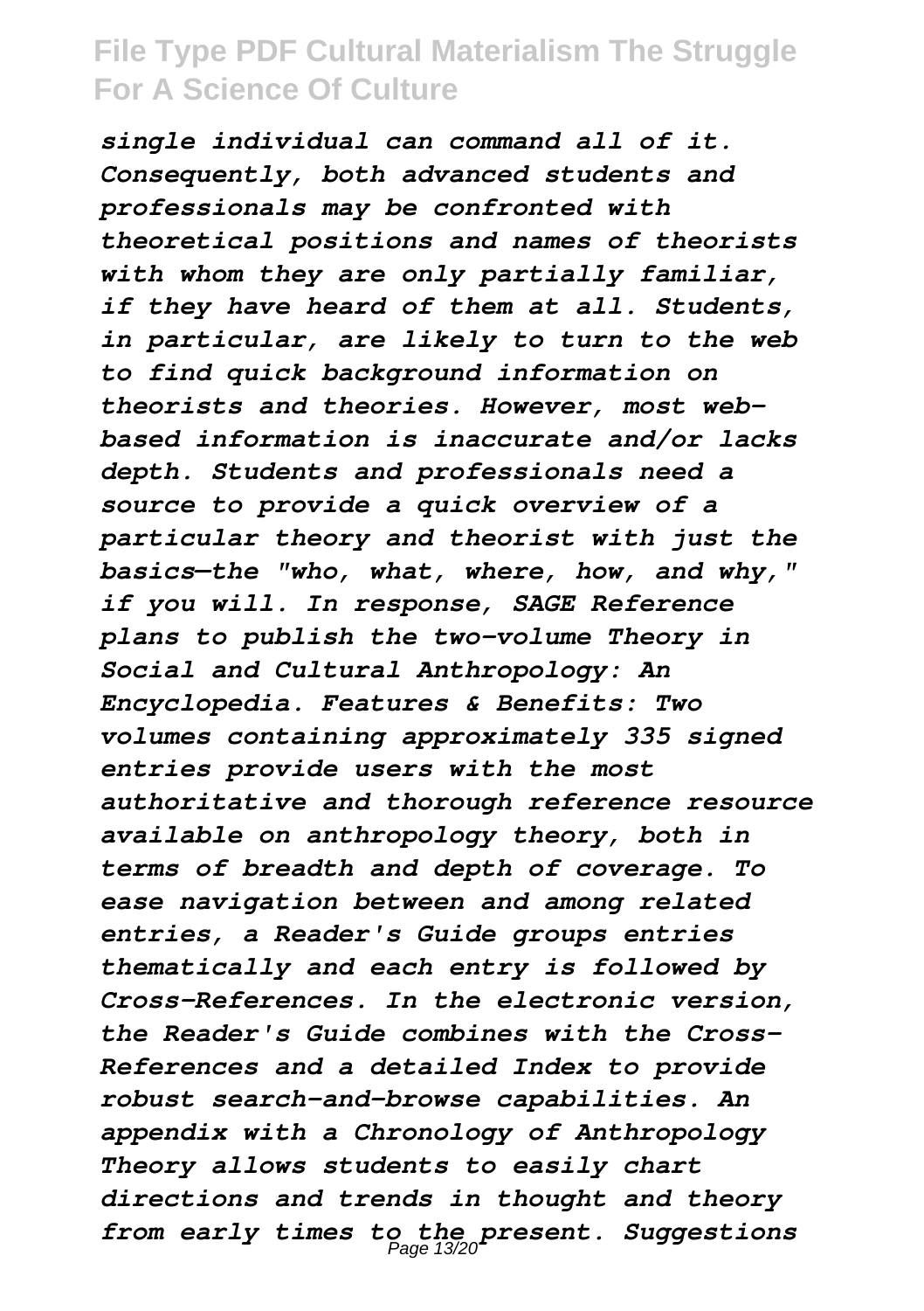*single individual can command all of it. Consequently, both advanced students and professionals may be confronted with theoretical positions and names of theorists with whom they are only partially familiar, if they have heard of them at all. Students, in particular, are likely to turn to the web to find quick background information on theorists and theories. However, most web-based information is inaccurate and/or lacks depth. Students and professionals need a source to provide a quick overview of a particular theory and theorist with just the basics—the "who, what, where, how, and why," if you will. In response, SAGE Reference plans to publish the two-volume Theory in Social and Cultural Anthropology: An Encyclopedia. Features & Benefits: Two volumes containing approximately 335 signed entries provide users with the most authoritative and thorough reference resource available on anthropology theory, both in terms of breadth and depth of coverage. To ease navigation between and among related entries, a Reader's Guide groups entries thematically and each entry is followed by Cross-References. In the electronic version, the Reader's Guide combines with the Cross-References and a detailed Index to provide robust search-and-browse capabilities. An appendix with a Chronology of Anthropology Theory allows students to easily chart directions and trends in thought and theory from early times to the present. Suggestions*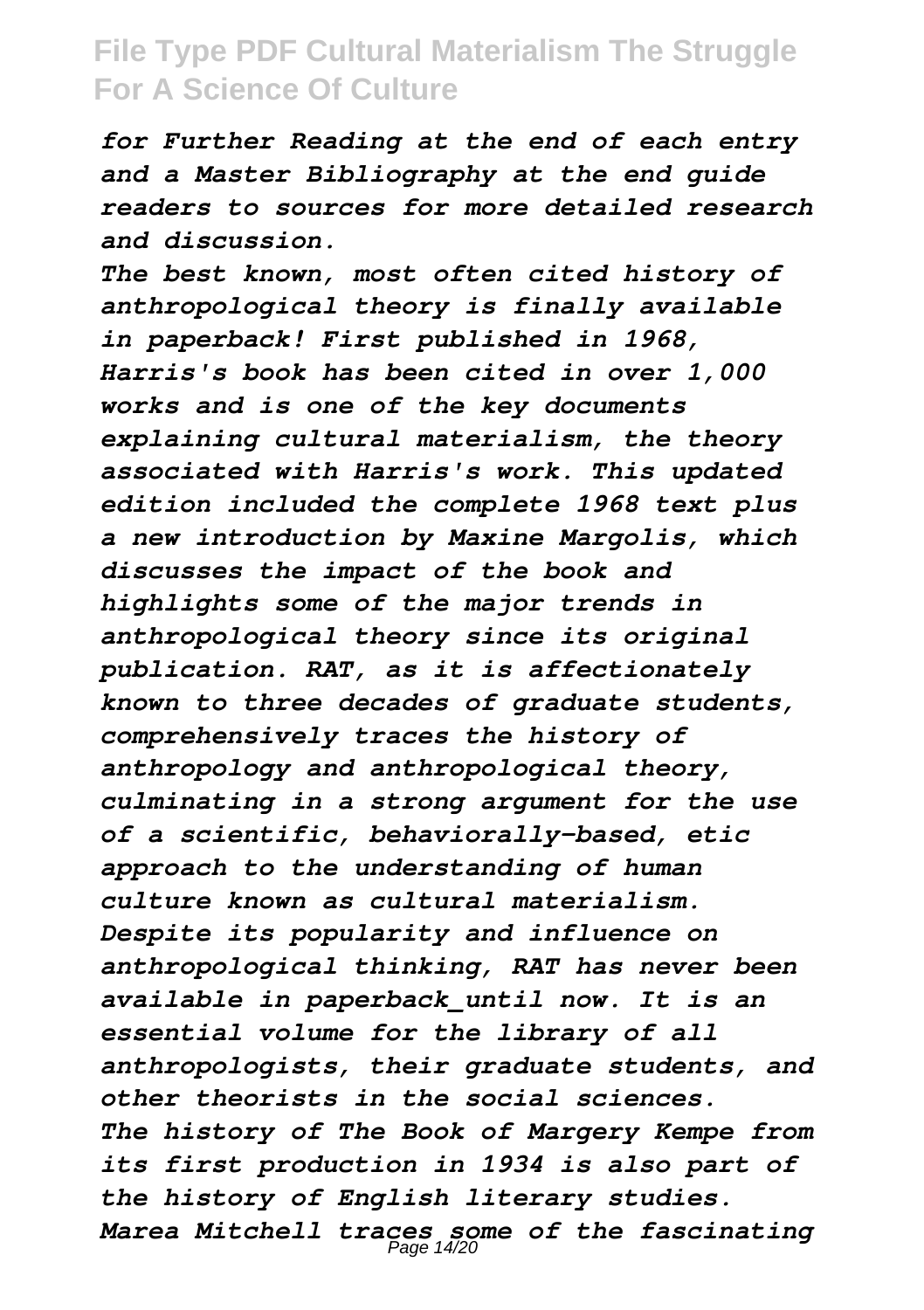*for Further Reading at the end of each entry and a Master Bibliography at the end guide readers to sources for more detailed research and discussion.*

*The best known, most often cited history of anthropological theory is finally available in paperback! First published in 1968, Harris's book has been cited in over 1,000 works and is one of the key documents explaining cultural materialism, the theory associated with Harris's work. This updated edition included the complete 1968 text plus a new introduction by Maxine Margolis, which discusses the impact of the book and highlights some of the major trends in anthropological theory since its original publication. RAT, as it is affectionately known to three decades of graduate students, comprehensively traces the history of anthropology and anthropological theory, culminating in a strong argument for the use of a scientific, behaviorally-based, etic approach to the understanding of human culture known as cultural materialism. Despite its popularity and influence on anthropological thinking, RAT has never been available in paperback_until now. It is an essential volume for the library of all anthropologists, their graduate students, and other theorists in the social sciences.*

*The history of The Book of Margery Kempe from its first production in 1934 is also part of the history of English literary studies. Marea Mitchell traces some of the fascinating*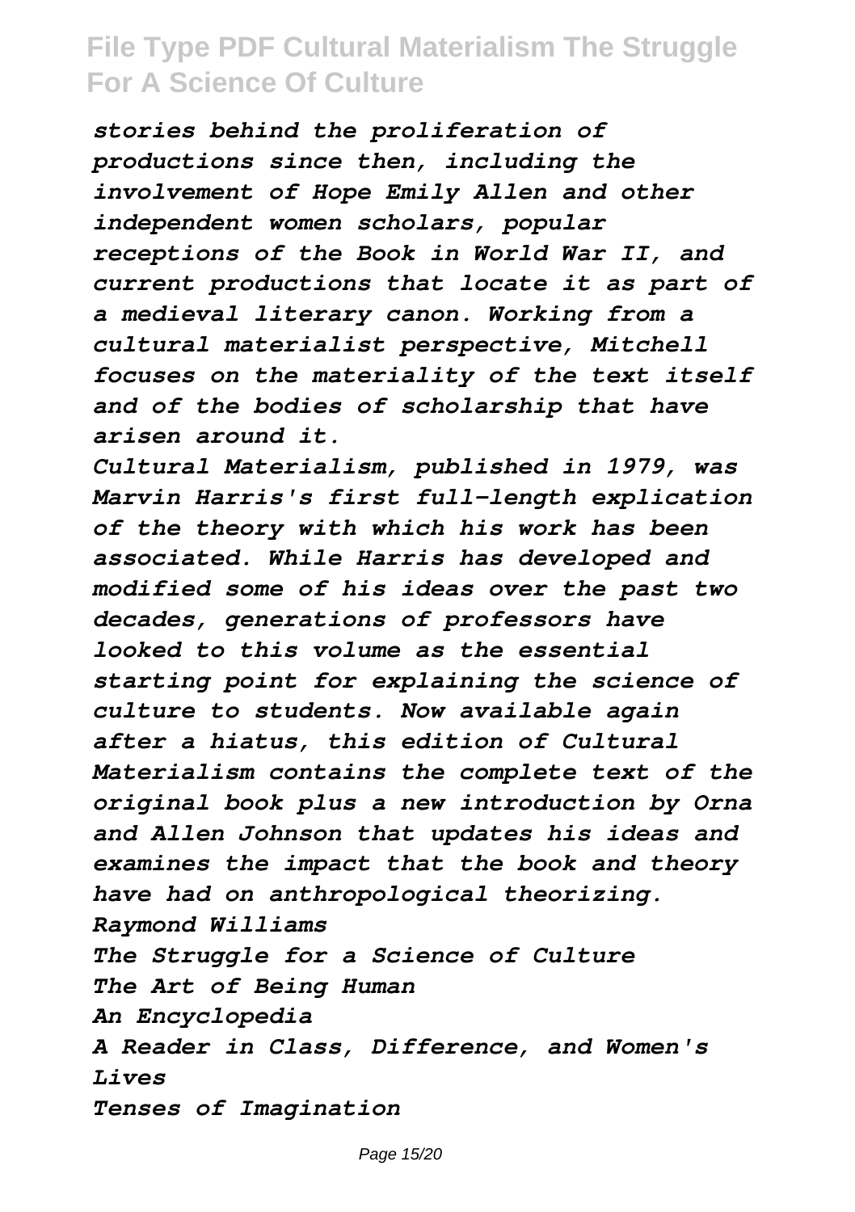*stories behind the proliferation of productions since then, including the involvement of Hope Emily Allen and other independent women scholars, popular receptions of the Book in World War II, and current productions that locate it as part of a medieval literary canon. Working from a cultural materialist perspective, Mitchell focuses on the materiality of the text itself and of the bodies of scholarship that have arisen around it.*

*Cultural Materialism, published in 1979, was Marvin Harris's first full-length explication of the theory with which his work has been associated. While Harris has developed and modified some of his ideas over the past two decades, generations of professors have looked to this volume as the essential starting point for explaining the science of culture to students. Now available again after a hiatus, this edition of Cultural Materialism contains the complete text of the original book plus a new introduction by Orna and Allen Johnson that updates his ideas and examines the impact that the book and theory have had on anthropological theorizing.*

*Raymond Williams*

*The Struggle for a Science of Culture*

*The Art of Being Human*

*An Encyclopedia*

*A Reader in Class, Difference, and Women's Lives*

*Tenses of Imagination*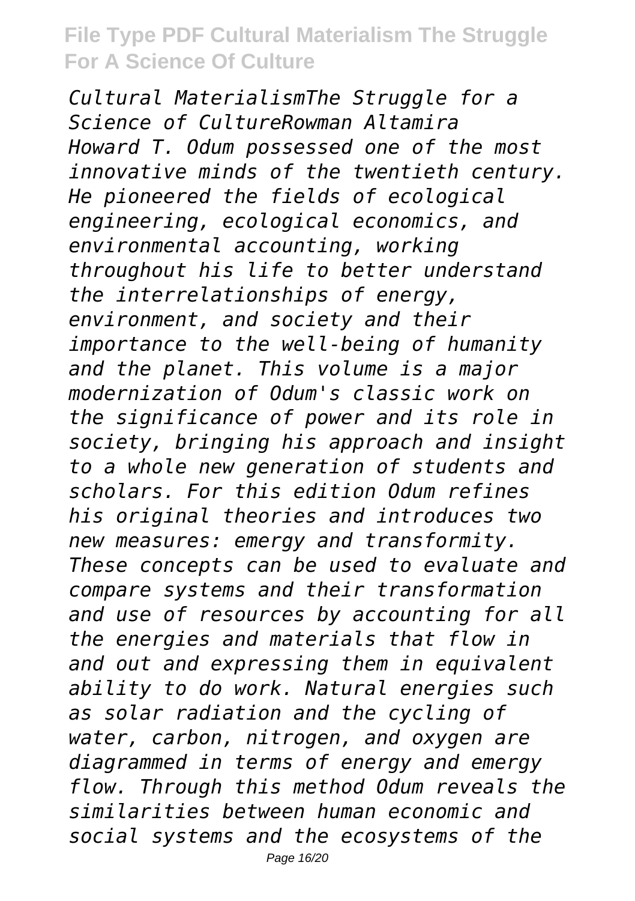*Cultural MaterialismThe Struggle for a Science of CultureRowman Altamira Howard T. Odum possessed one of the most innovative minds of the twentieth century. He pioneered the fields of ecological engineering, ecological economics, and environmental accounting, working throughout his life to better understand the interrelationships of energy, environment, and society and their importance to the well-being of humanity and the planet. This volume is a major modernization of Odum's classic work on the significance of power and its role in society, bringing his approach and insight to a whole new generation of students and scholars. For this edition Odum refines his original theories and introduces two new measures: emergy and transformity. These concepts can be used to evaluate and compare systems and their transformation and use of resources by accounting for all the energies and materials that flow in and out and expressing them in equivalent ability to do work. Natural energies such as solar radiation and the cycling of water, carbon, nitrogen, and oxygen are diagrammed in terms of energy and emergy flow. Through this method Odum reveals the similarities between human economic and social systems and the ecosystems of the*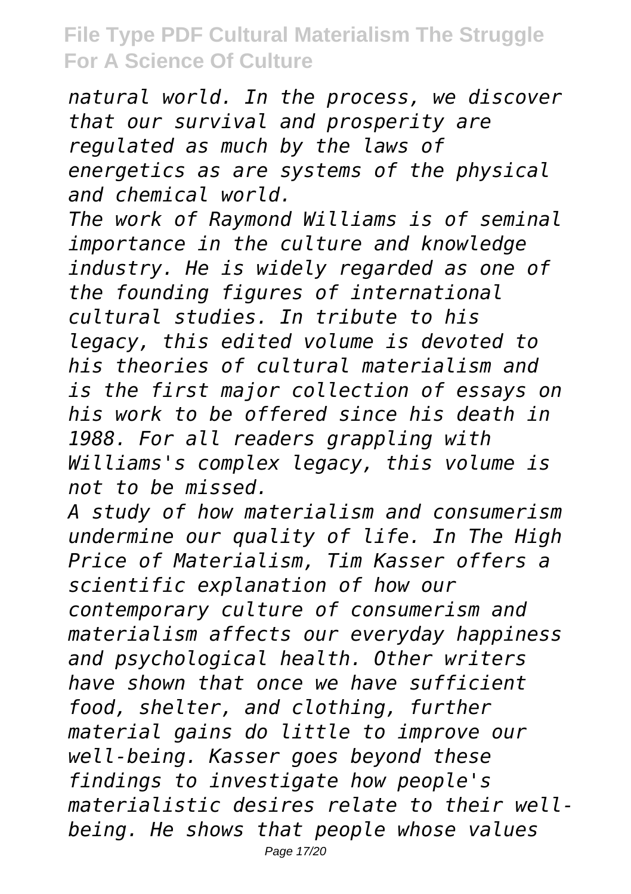*natural world. In the process, we discover that our survival and prosperity are regulated as much by the laws of energetics as are systems of the physical and chemical world.*

*The work of Raymond Williams is of seminal importance in the culture and knowledge industry. He is widely regarded as one of the founding figures of international cultural studies. In tribute to his legacy, this edited volume is devoted to his theories of cultural materialism and is the first major collection of essays on his work to be offered since his death in 1988. For all readers grappling with Williams's complex legacy, this volume is not to be missed.*

*A study of how materialism and consumerism undermine our quality of life. In The High Price of Materialism, Tim Kasser offers a scientific explanation of how our contemporary culture of consumerism and materialism affects our everyday happiness and psychological health. Other writers have shown that once we have sufficient food, shelter, and clothing, further material gains do little to improve our well-being. Kasser goes beyond these findings to investigate how people's materialistic desires relate to their well-being. He shows that people whose values*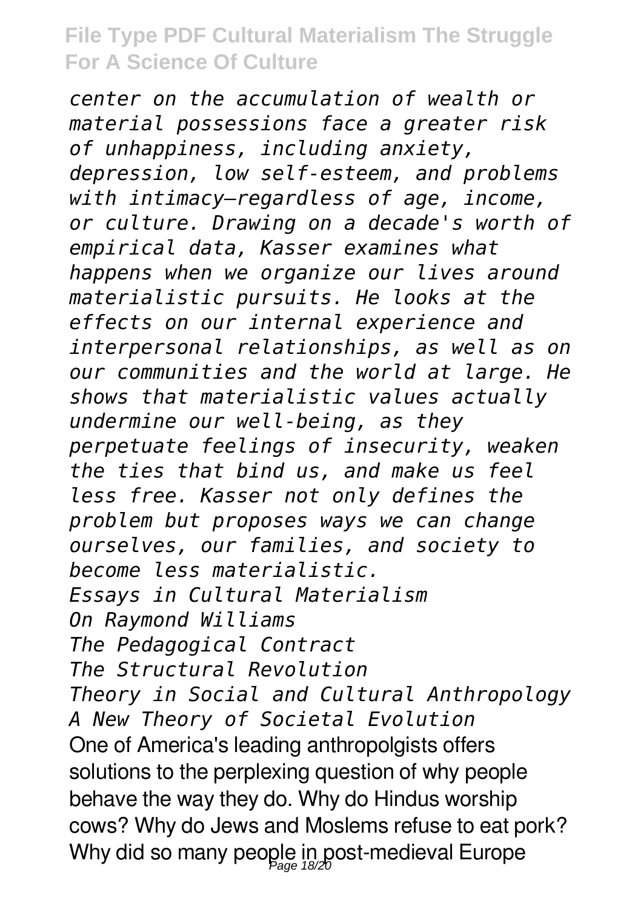*center on the accumulation of wealth or material possessions face a greater risk of unhappiness, including anxiety, depression, low self-esteem, and problems with intimacy—regardless of age, income, or culture. Drawing on a decade's worth of empirical data, Kasser examines what happens when we organize our lives around materialistic pursuits. He looks at the effects on our internal experience and interpersonal relationships, as well as on our communities and the world at large. He shows that materialistic values actually undermine our well-being, as they perpetuate feelings of insecurity, weaken the ties that bind us, and make us feel less free. Kasser not only defines the problem but proposes ways we can change ourselves, our families, and society to become less materialistic.*

*Essays in Cultural Materialism*

*On Raymond Williams*

*The Pedagogical Contract*

*The Structural Revolution*

*Theory in Social and Cultural Anthropology*

*A New Theory of Societal Evolution*

One of America's leading anthropolgists offers solutions to the perplexing question of why people behave the way they do. Why do Hindus worship cows? Why do Jews and Moslems refuse to eat pork? Why did so many people in post-medieval Europe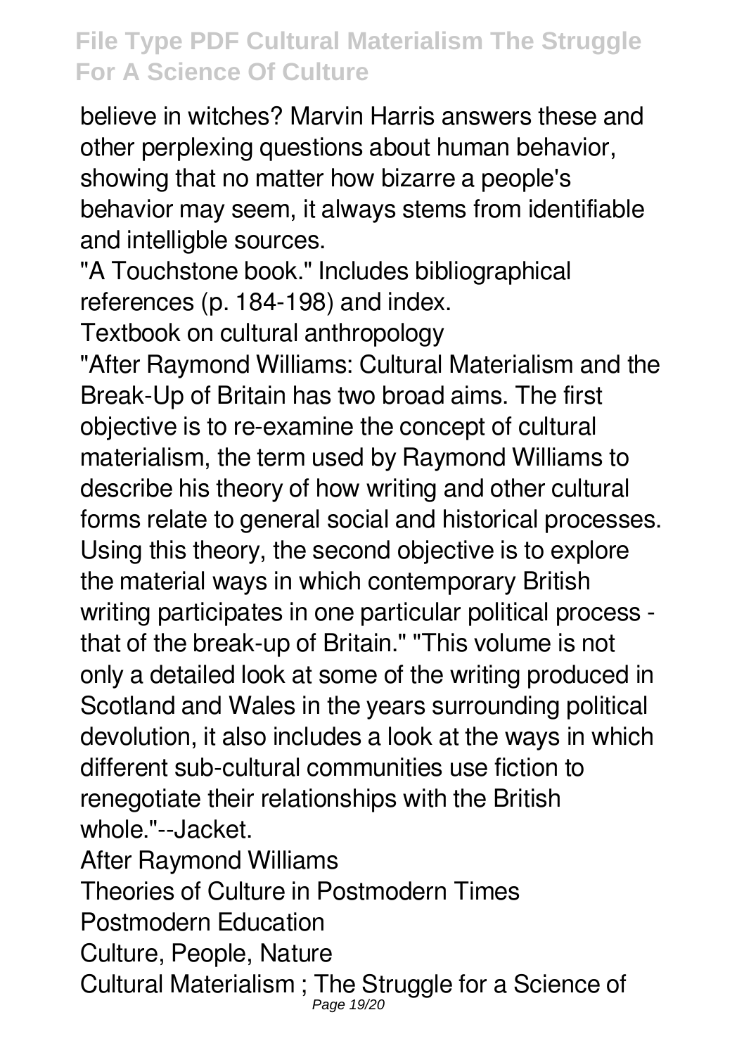believe in witches? Marvin Harris answers these and other perplexing questions about human behavior, showing that no matter how bizarre a people's behavior may seem, it always stems from identifiable and intelligble sources.

"A Touchstone book." Includes bibliographical references (p. 184-198) and index.

Textbook on cultural anthropology

"After Raymond Williams: Cultural Materialism and the Break-Up of Britain has two broad aims. The first objective is to re-examine the concept of cultural materialism, the term used by Raymond Williams to describe his theory of how writing and other cultural forms relate to general social and historical processes. Using this theory, the second objective is to explore the material ways in which contemporary British writing participates in one particular political process - that of the break-up of Britain." "This volume is not only a detailed look at some of the writing produced in Scotland and Wales in the years surrounding political devolution, it also includes a look at the ways in which different sub-cultural communities use fiction to renegotiate their relationships with the British whole."--Jacket.

After Raymond Williams

Theories of Culture in Postmodern Times

Postmodern Education

Culture, People, Nature

Cultural Materialism ; The Struggle for a Science of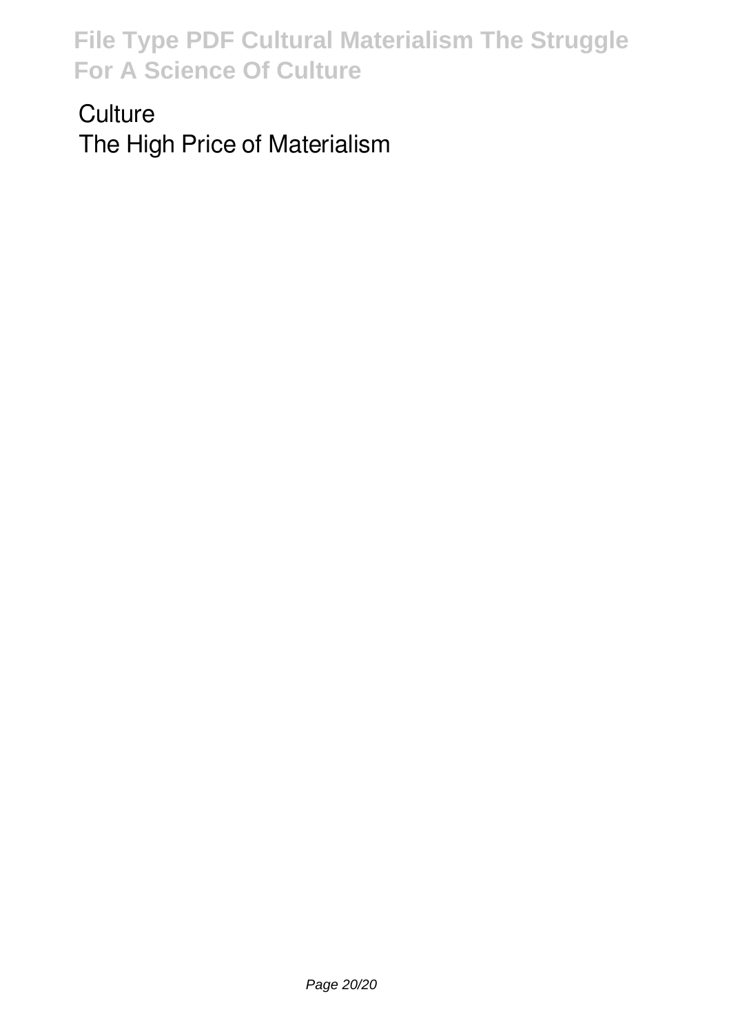Culture
The High Price of Materialism